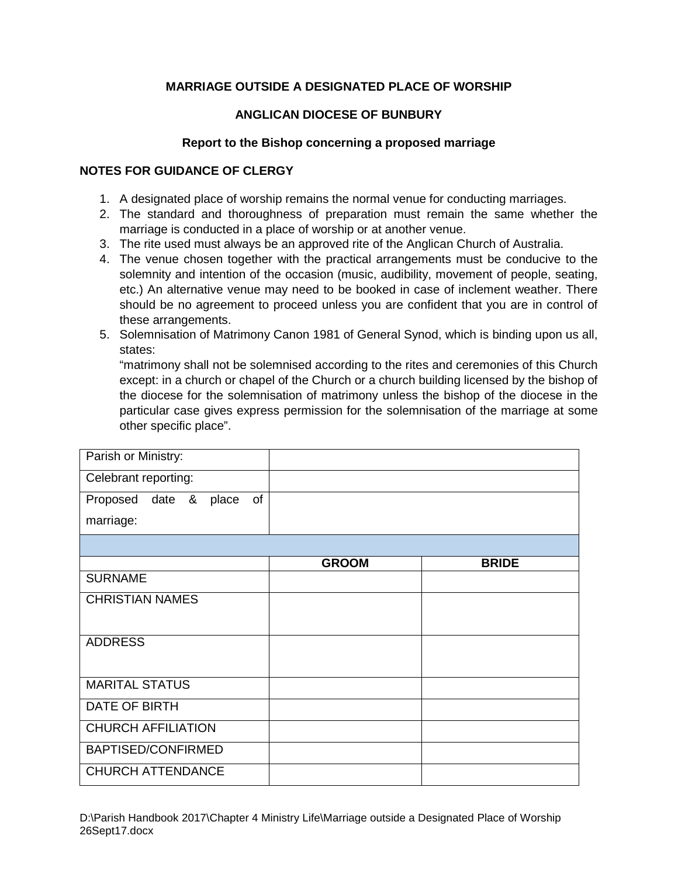**MARRIAGE OUTSIDE A DESIGNATED PLACE OF WORSHIP**

**ANGLICAN DIOCESE OF BUNBURY**

**Report to the Bishop concerning a proposed marriage**

**NOTES FOR GUIDANCE OF CLERGY**

1. A designated place of worship remains the normal venue for conducting marriages.
2. The standard and thoroughness of preparation must remain the same whether the marriage is conducted in a place of worship or at another venue.
3. The rite used must always be an approved rite of the Anglican Church of Australia.
4. The venue chosen together with the practical arrangements must be conducive to the solemnity and intention of the occasion (music, audibility, movement of people, seating, etc.) An alternative venue may need to be booked in case of inclement weather. There should be no agreement to proceed unless you are confident that you are in control of these arrangements.
5. Solemnisation of Matrimony Canon 1981 of General Synod, which is binding upon us all, states:
   "matrimony shall not be solemnised according to the rites and ceremonies of this Church except: in a church or chapel of the Church or a church building licensed by the bishop of the diocese for the solemnisation of matrimony unless the bishop of the diocese in the particular case gives express permission for the solemnisation of the marriage at some other specific place".

| Parish or Ministry: | | |
|---|---|---|
| Celebrant reporting: | | |
| Proposed date & place of marriage: | | |
| | | |
| | **GROOM** | **BRIDE** |
| SURNAME | | |
| CHRISTIAN NAMES | | |
| ADDRESS | | |
| MARITAL STATUS | | |
| DATE OF BIRTH | | |
| CHURCH AFFILIATION | | |
| BAPTISED/CONFIRMED | | |
| CHURCH ATTENDANCE | | |

D:\Parish Handbook 2017\Chapter 4 Ministry Life\Marriage outside a Designated Place of Worship 26Sept17.docx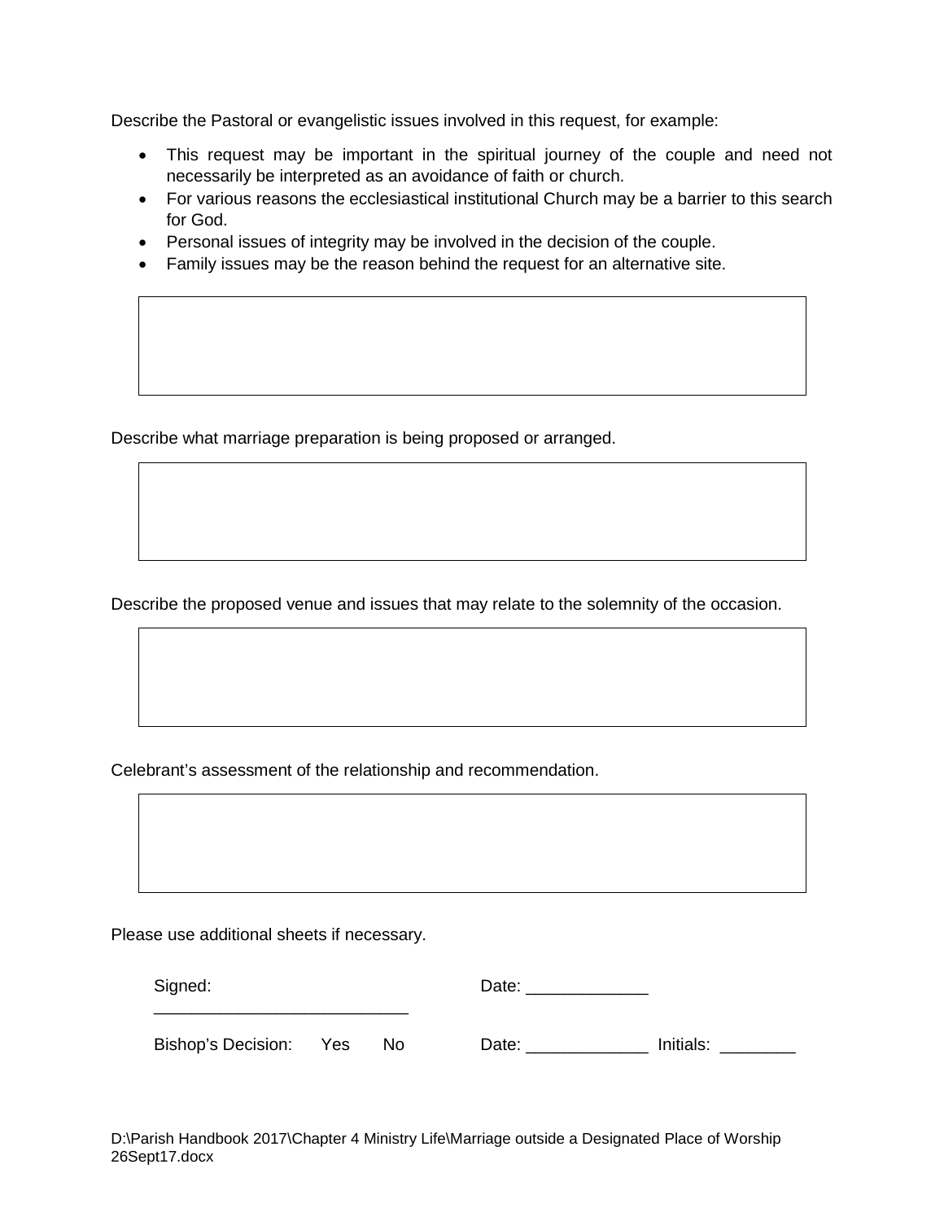Describe the Pastoral or evangelistic issues involved in this request, for example:

- This request may be important in the spiritual journey of the couple and need not necessarily be interpreted as an avoidance of faith or church.
- For various reasons the ecclesiastical institutional Church may be a barrier to this search for God.
- Personal issues of integrity may be involved in the decision of the couple.
- Family issues may be the reason behind the request for an alternative site.

| |
|---|
| |

Describe what marriage preparation is being proposed or arranged.

| |
|---|
| |

Describe the proposed venue and issues that may relate to the solemnity of the occasion.

| |
|---|
| |

Celebrant's assessment of the relationship and recommendation.

| |
|---|
| |

Please use additional sheets if necessary.

Signed: ___________________________ Date: _____________

Bishop's Decision: Yes No Date: _____________ Initials: ________

D:\Parish Handbook 2017\Chapter 4 Ministry Life\Marriage outside a Designated Place of Worship 26Sept17.docx